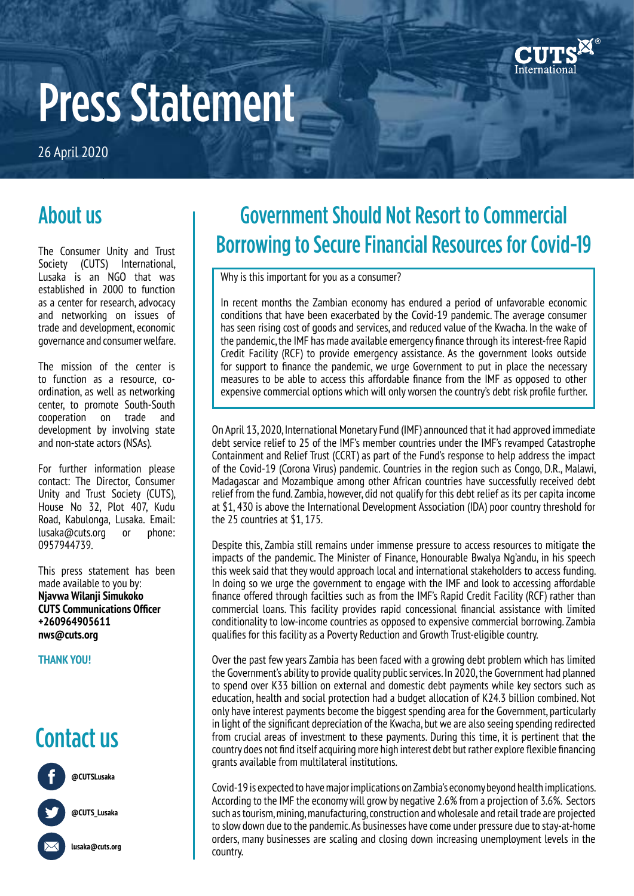# Press Statement

26 April 2020

## Government Should Not Resort to Commercial Borrowing to Secure Financial Resources for Covid-19

Why is this important for you as a consumer?

In recent months the Zambian economy has endured a period of unfavorable economic conditions that have been exacerbated by the Covid-19 pandemic. The average consumer has seen rising cost of goods and services, and reduced value of the Kwacha. In the wake of the pandemic, the IMF has made available emergency finance through its interest-free Rapid Credit Facility (RCF) to provide emergency assistance. As the government looks outside for support to finance the pandemic, we urge Government to put in place the necessary measures to be able to access this affordable finance from the IMF as opposed to other expensive commercial options which will only worsen the country's debt risk profile further.

On April 13, 2020, International Monetary Fund (IMF) announced that it had approved immediate debt service relief to 25 of the IMF's member countries under the IMF's revamped Catastrophe Containment and Relief Trust (CCRT) as part of the Fund's response to help address the impact of the Covid-19 (Corona Virus) pandemic. Countries in the region such as Congo, D.R., Malawi, Madagascar and Mozambique among other African countries have successfully received debt relief from the fund. Zambia, however, did not qualify for this debt relief as its per capita income at $1, 430 is above the International Development Association (IDA) poor country threshold for the 25 countries at $1, 175.

Despite this, Zambia still remains under immense pressure to access resources to mitigate the impacts of the pandemic. The Minister of Finance, Honourable Bwalya Ng'andu, in his speech this week said that they would approach local and international stakeholders to access funding. In doing so we urge the government to engage with the IMF and look to accessing affordable finance offered through facilties such as from the IMF's Rapid Credit Facility (RCF) rather than commercial loans. This facility provides rapid concessional financial assistance with limited conditionality to low-income countries as opposed to expensive commercial borrowing. Zambia qualifies for this facility as a Poverty Reduction and Growth Trust-eligible country.

Over the past few years Zambia has been faced with a growing debt problem which has limited the Government's ability to provide quality public services. In 2020, the Government had planned to spend over K33 billion on external and domestic debt payments while key sectors such as education, health and social protection had a budget allocation of K24.3 billion combined. Not only have interest payments become the biggest spending area for the Government, particularly in light of the significant depreciation of the Kwacha, but we are also seeing spending redirected from crucial areas of investment to these payments. During this time, it is pertinent that the country does not find itself acquiring more high interest debt but rather explore flexible financing grants available from multilateral institutions.

Covid-19 is expected to have major implications on Zambia's economy beyond health implications. According to the IMF the economy will grow by negative 2.6% from a projection of 3.6%. Sectors such as tourism, mining, manufacturing, construction and wholesale and retail trade are projected to slow down due to the pandemic. As businesses have come under pressure due to stay-at-home orders, many businesses are scaling and closing down increasing unemployment levels in the country.

## About us

The Consumer Unity and Trust Society (CUTS) International, Lusaka is an NGO that was established in 2000 to function as a center for research, advocacy and networking on issues of trade and development, economic governance and consumer welfare.

The mission of the center is to function as a resource, co-ordination, as well as networking center, to promote South-South cooperation on trade and development by involving state and non-state actors (NSAs).

For further information please contact: The Director, Consumer Unity and Trust Society (CUTS), House No 32, Plot 407, Kudu Road, Kabulonga, Lusaka. Email: lusaka@cuts.org or phone: 0957944739.

This press statement has been made available to you by:
**Njavwa Wilanji Simukoko**
**CUTS Communications Officer**
**+260964905611**
**nws@cuts.org**

**THANK YOU!**

## Contact us

@CUTSLusaka

@CUTS_Lusaka

lusaka@cuts.org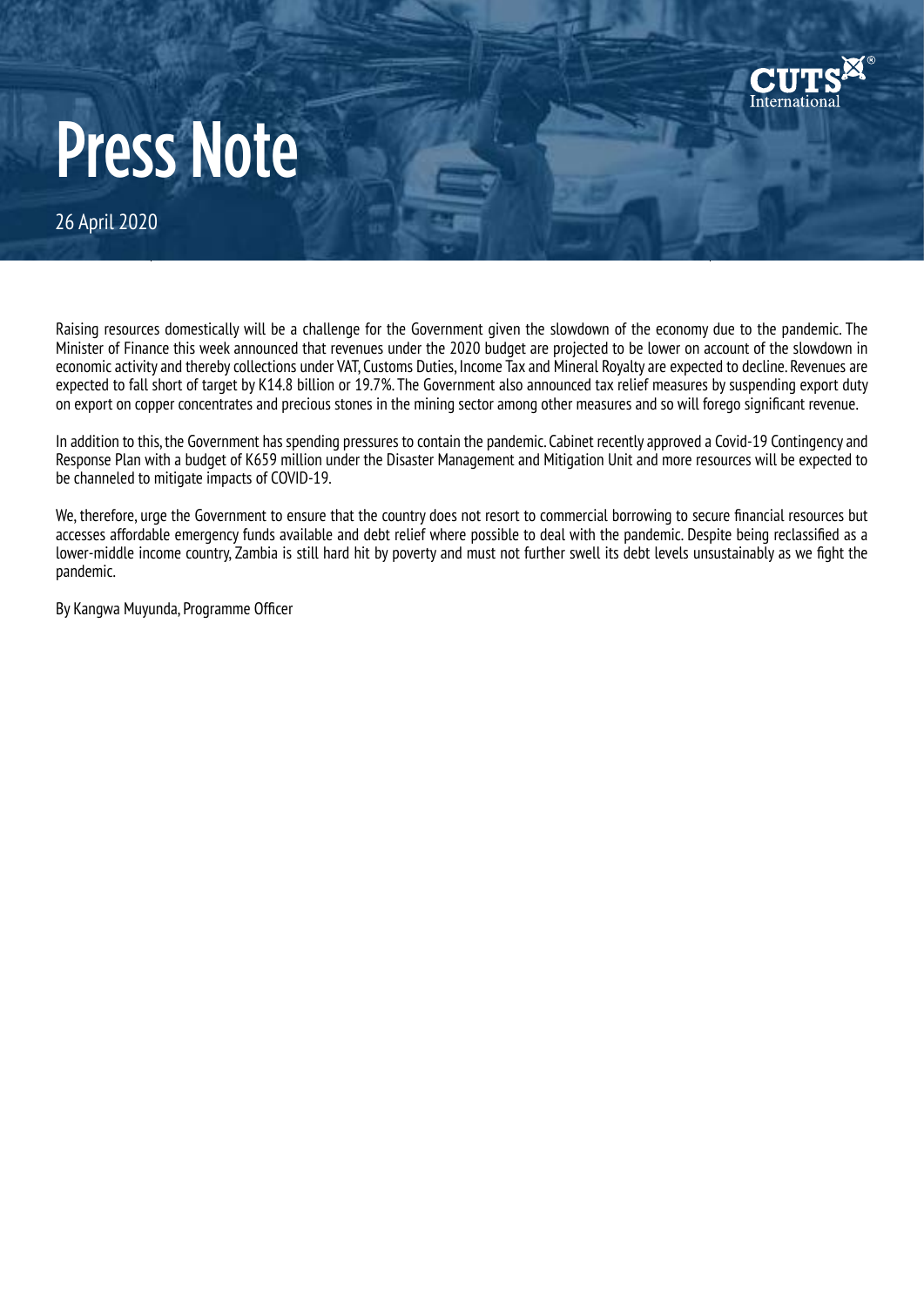# Press Note

26 April 2020

Raising resources domestically will be a challenge for the Government given the slowdown of the economy due to the pandemic. The Minister of Finance this week announced that revenues under the 2020 budget are projected to be lower on account of the slowdown in economic activity and thereby collections under VAT, Customs Duties, Income Tax and Mineral Royalty are expected to decline. Revenues are expected to fall short of target by K14.8 billion or 19.7%. The Government also announced tax relief measures by suspending export duty on export on copper concentrates and precious stones in the mining sector among other measures and so will forego significant revenue.

In addition to this, the Government has spending pressures to contain the pandemic. Cabinet recently approved a Covid-19 Contingency and Response Plan with a budget of K659 million under the Disaster Management and Mitigation Unit and more resources will be expected to be channeled to mitigate impacts of COVID-19.

We, therefore, urge the Government to ensure that the country does not resort to commercial borrowing to secure financial resources but accesses affordable emergency funds available and debt relief where possible to deal with the pandemic. Despite being reclassified as a lower-middle income country, Zambia is still hard hit by poverty and must not further swell its debt levels unsustainably as we fight the pandemic.

By Kangwa Muyunda, Programme Officer